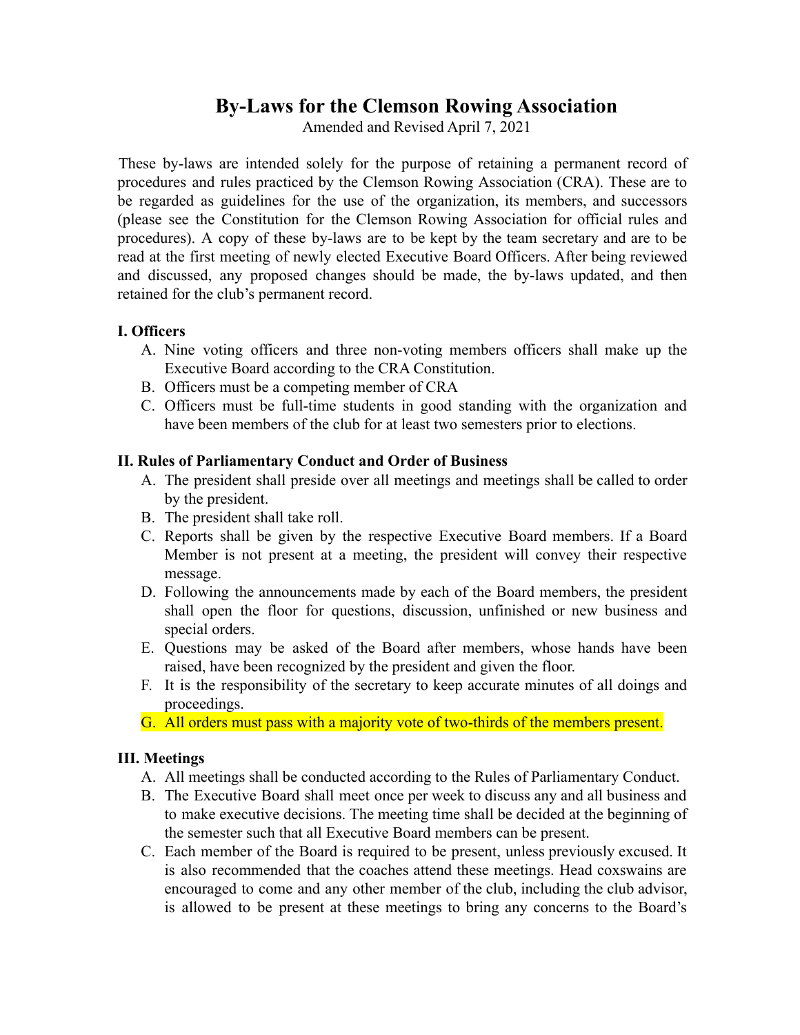# By-Laws for the Clemson Rowing Association

Amended and Revised April 7, 2021

These by-laws are intended solely for the purpose of retaining a permanent record of procedures and rules practiced by the Clemson Rowing Association (CRA). These are to be regarded as guidelines for the use of the organization, its members, and successors (please see the Constitution for the Clemson Rowing Association for official rules and procedures). A copy of these by-laws are to be kept by the team secretary and are to be read at the first meeting of newly elected Executive Board Officers. After being reviewed and discussed, any proposed changes should be made, the by-laws updated, and then retained for the club's permanent record.

### I. Officers

A. Nine voting officers and three non-voting members officers shall make up the Executive Board according to the CRA Constitution.

B. Officers must be a competing member of CRA

C. Officers must be full-time students in good standing with the organization and have been members of the club for at least two semesters prior to elections.

### II. Rules of Parliamentary Conduct and Order of Business

A. The president shall preside over all meetings and meetings shall be called to order by the president.

B. The president shall take roll.

C. Reports shall be given by the respective Executive Board members. If a Board Member is not present at a meeting, the president will convey their respective message.

D. Following the announcements made by each of the Board members, the president shall open the floor for questions, discussion, unfinished or new business and special orders.

E. Questions may be asked of the Board after members, whose hands have been raised, have been recognized by the president and given the floor.

F. It is the responsibility of the secretary to keep accurate minutes of all doings and proceedings.

G. All orders must pass with a majority vote of two-thirds of the members present.

### III. Meetings

A. All meetings shall be conducted according to the Rules of Parliamentary Conduct.

B. The Executive Board shall meet once per week to discuss any and all business and to make executive decisions. The meeting time shall be decided at the beginning of the semester such that all Executive Board members can be present.

C. Each member of the Board is required to be present, unless previously excused. It is also recommended that the coaches attend these meetings. Head coxswains are encouraged to come and any other member of the club, including the club advisor, is allowed to be present at these meetings to bring any concerns to the Board's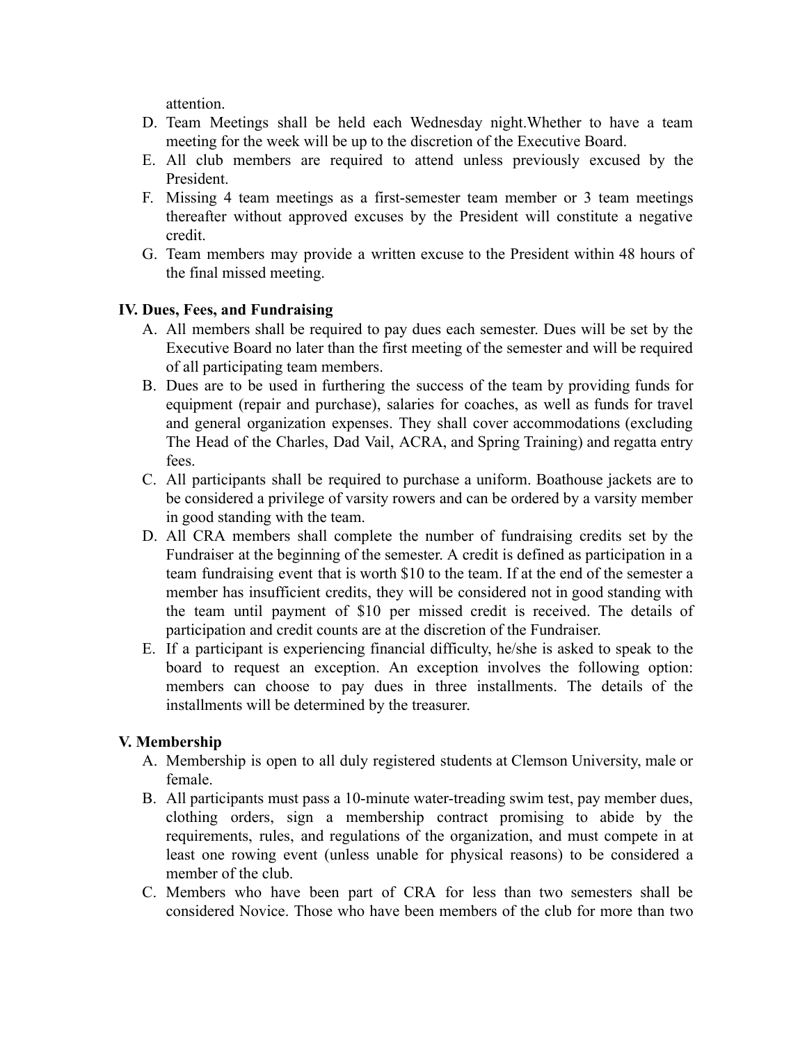attention.

D. Team Meetings shall be held each Wednesday night.Whether to have a team meeting for the week will be up to the discretion of the Executive Board.
E. All club members are required to attend unless previously excused by the President.
F. Missing 4 team meetings as a first-semester team member or 3 team meetings thereafter without approved excuses by the President will constitute a negative credit.
G. Team members may provide a written excuse to the President within 48 hours of the final missed meeting.

### IV. Dues, Fees, and Fundraising

A. All members shall be required to pay dues each semester. Dues will be set by the Executive Board no later than the first meeting of the semester and will be required of all participating team members.
B. Dues are to be used in furthering the success of the team by providing funds for equipment (repair and purchase), salaries for coaches, as well as funds for travel and general organization expenses. They shall cover accommodations (excluding The Head of the Charles, Dad Vail, ACRA, and Spring Training) and regatta entry fees.
C. All participants shall be required to purchase a uniform. Boathouse jackets are to be considered a privilege of varsity rowers and can be ordered by a varsity member in good standing with the team.
D. All CRA members shall complete the number of fundraising credits set by the Fundraiser at the beginning of the semester. A credit is defined as participation in a team fundraising event that is worth $10 to the team. If at the end of the semester a member has insufficient credits, they will be considered not in good standing with the team until payment of $10 per missed credit is received. The details of participation and credit counts are at the discretion of the Fundraiser.
E. If a participant is experiencing financial difficulty, he/she is asked to speak to the board to request an exception. An exception involves the following option: members can choose to pay dues in three installments. The details of the installments will be determined by the treasurer.

### V. Membership

A. Membership is open to all duly registered students at Clemson University, male or female.
B. All participants must pass a 10-minute water-treading swim test, pay member dues, clothing orders, sign a membership contract promising to abide by the requirements, rules, and regulations of the organization, and must compete in at least one rowing event (unless unable for physical reasons) to be considered a member of the club.
C. Members who have been part of CRA for less than two semesters shall be considered Novice. Those who have been members of the club for more than two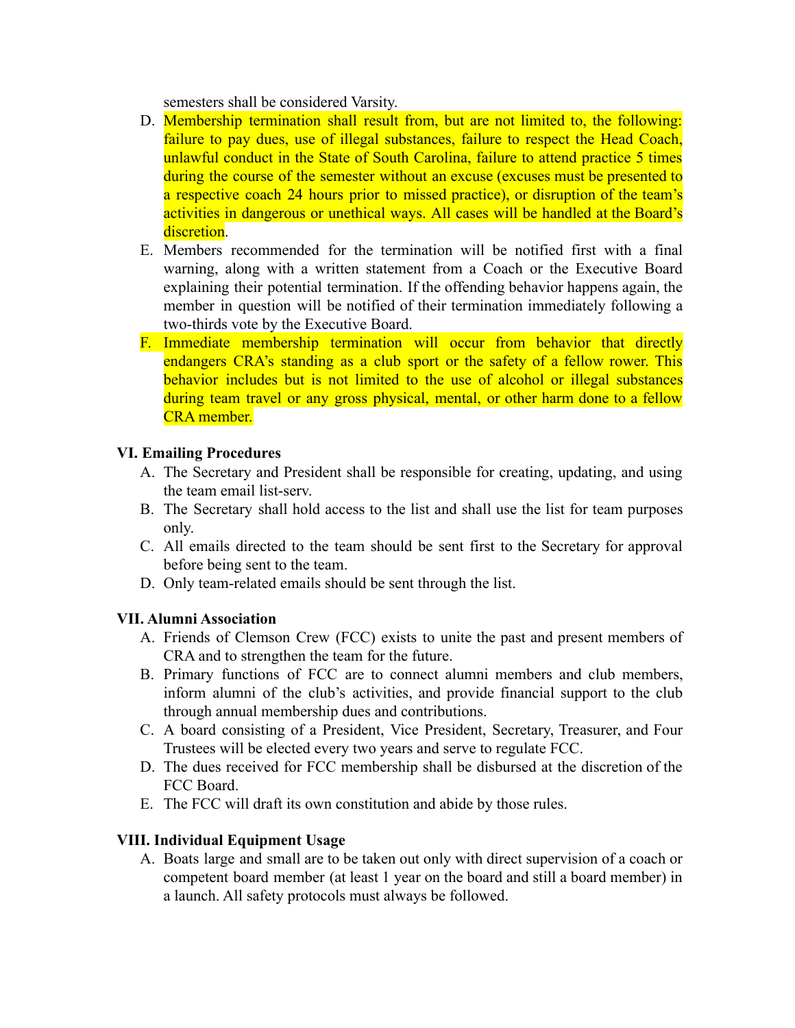semesters shall be considered Varsity.

D. Membership termination shall result from, but are not limited to, the following: failure to pay dues, use of illegal substances, failure to respect the Head Coach, unlawful conduct in the State of South Carolina, failure to attend practice 5 times during the course of the semester without an excuse (excuses must be presented to a respective coach 24 hours prior to missed practice), or disruption of the team's activities in dangerous or unethical ways. All cases will be handled at the Board's discretion.

E. Members recommended for the termination will be notified first with a final warning, along with a written statement from a Coach or the Executive Board explaining their potential termination. If the offending behavior happens again, the member in question will be notified of their termination immediately following a two-thirds vote by the Executive Board.

F. Immediate membership termination will occur from behavior that directly endangers CRA's standing as a club sport or the safety of a fellow rower. This behavior includes but is not limited to the use of alcohol or illegal substances during team travel or any gross physical, mental, or other harm done to a fellow CRA member.

### VI. Emailing Procedures

A. The Secretary and President shall be responsible for creating, updating, and using the team email list-serv.

B. The Secretary shall hold access to the list and shall use the list for team purposes only.

C. All emails directed to the team should be sent first to the Secretary for approval before being sent to the team.

D. Only team-related emails should be sent through the list.

### VII. Alumni Association

A. Friends of Clemson Crew (FCC) exists to unite the past and present members of CRA and to strengthen the team for the future.

B. Primary functions of FCC are to connect alumni members and club members, inform alumni of the club's activities, and provide financial support to the club through annual membership dues and contributions.

C. A board consisting of a President, Vice President, Secretary, Treasurer, and Four Trustees will be elected every two years and serve to regulate FCC.

D. The dues received for FCC membership shall be disbursed at the discretion of the FCC Board.

E. The FCC will draft its own constitution and abide by those rules.

### VIII. Individual Equipment Usage

A. Boats large and small are to be taken out only with direct supervision of a coach or competent board member (at least 1 year on the board and still a board member) in a launch. All safety protocols must always be followed.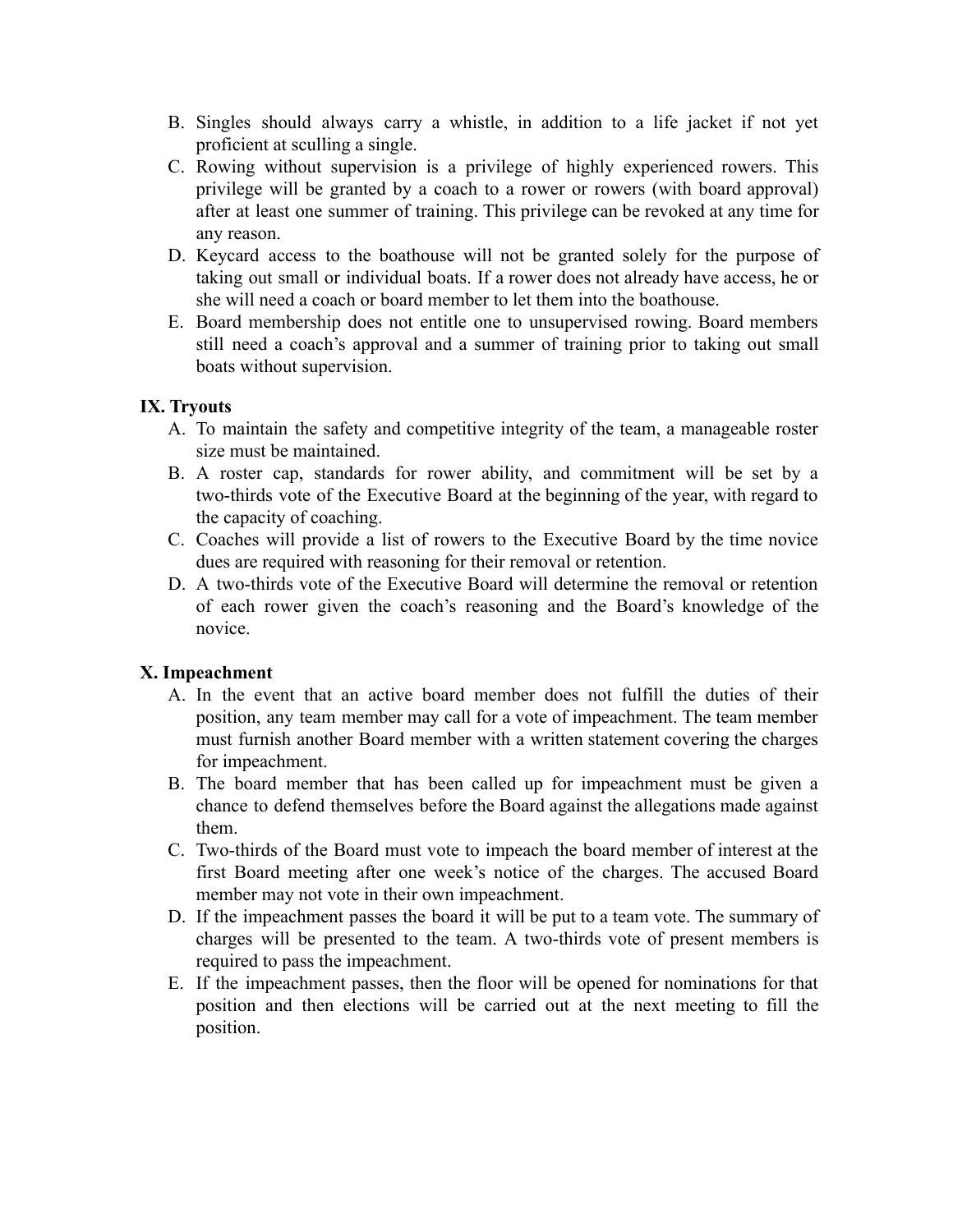B. Singles should always carry a whistle, in addition to a life jacket if not yet proficient at sculling a single.
C. Rowing without supervision is a privilege of highly experienced rowers. This privilege will be granted by a coach to a rower or rowers (with board approval) after at least one summer of training. This privilege can be revoked at any time for any reason.
D. Keycard access to the boathouse will not be granted solely for the purpose of taking out small or individual boats. If a rower does not already have access, he or she will need a coach or board member to let them into the boathouse.
E. Board membership does not entitle one to unsupervised rowing. Board members still need a coach's approval and a summer of training prior to taking out small boats without supervision.

**IX. Tryouts**

A. To maintain the safety and competitive integrity of the team, a manageable roster size must be maintained.
B. A roster cap, standards for rower ability, and commitment will be set by a two-thirds vote of the Executive Board at the beginning of the year, with regard to the capacity of coaching.
C. Coaches will provide a list of rowers to the Executive Board by the time novice dues are required with reasoning for their removal or retention.
D. A two-thirds vote of the Executive Board will determine the removal or retention of each rower given the coach's reasoning and the Board's knowledge of the novice.

**X. Impeachment**

A. In the event that an active board member does not fulfill the duties of their position, any team member may call for a vote of impeachment. The team member must furnish another Board member with a written statement covering the charges for impeachment.
B. The board member that has been called up for impeachment must be given a chance to defend themselves before the Board against the allegations made against them.
C. Two-thirds of the Board must vote to impeach the board member of interest at the first Board meeting after one week's notice of the charges. The accused Board member may not vote in their own impeachment.
D. If the impeachment passes the board it will be put to a team vote. The summary of charges will be presented to the team. A two-thirds vote of present members is required to pass the impeachment.
E. If the impeachment passes, then the floor will be opened for nominations for that position and then elections will be carried out at the next meeting to fill the position.